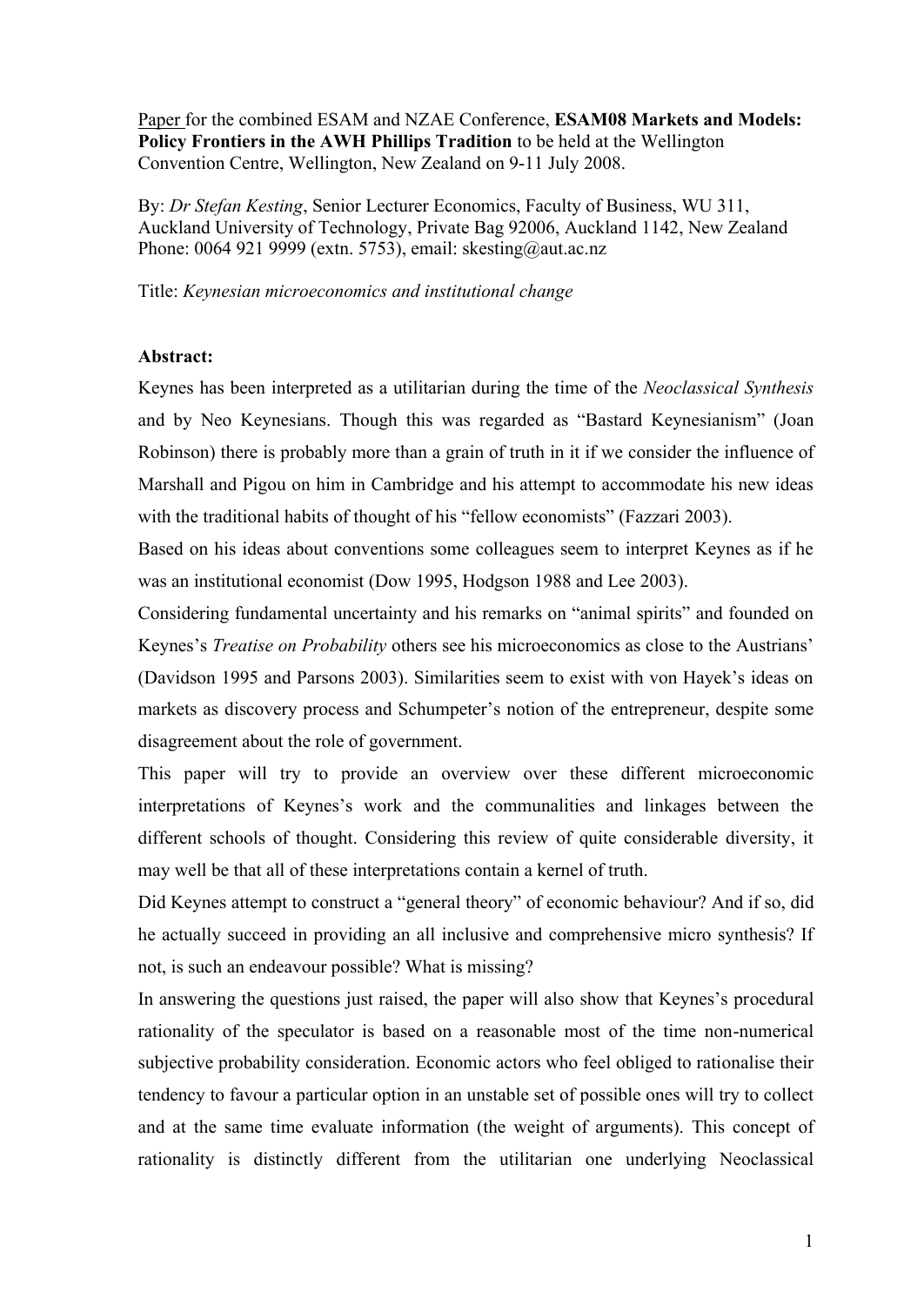Paper for the combined ESAM and NZAE Conference, **ESAM08 Markets and Models: Policy Frontiers in the AWH Phillips Tradition** to be held at the Wellington Convention Centre, Wellington, New Zealand on 9-11 July 2008.

By: *Dr Stefan Kesting*, Senior Lecturer Economics, Faculty of Business, WU 311, Auckland University of Technology, Private Bag 92006, Auckland 1142, New Zealand Phone: 0064 921 9999 (extn. 5753), email: skesting@aut.ac.nz

Title: *Keynesian microeconomics and institutional change*

**Abstract:**

Keynes has been interpreted as a utilitarian during the time of the *Neoclassical Synthesis* and by Neo Keynesians. Though this was regarded as "Bastard Keynesianism" (Joan Robinson) there is probably more than a grain of truth in it if we consider the influence of Marshall and Pigou on him in Cambridge and his attempt to accommodate his new ideas with the traditional habits of thought of his "fellow economists" (Fazzari 2003).

Based on his ideas about conventions some colleagues seem to interpret Keynes as if he was an institutional economist (Dow 1995, Hodgson 1988 and Lee 2003).

Considering fundamental uncertainty and his remarks on "animal spirits" and founded on Keynes's *Treatise on Probability* others see his microeconomics as close to the Austrians' (Davidson 1995 and Parsons 2003). Similarities seem to exist with von Hayek's ideas on markets as discovery process and Schumpeter's notion of the entrepreneur, despite some disagreement about the role of government.

This paper will try to provide an overview over these different microeconomic interpretations of Keynes's work and the communalities and linkages between the different schools of thought. Considering this review of quite considerable diversity, it may well be that all of these interpretations contain a kernel of truth.

Did Keynes attempt to construct a "general theory" of economic behaviour? And if so, did he actually succeed in providing an all inclusive and comprehensive micro synthesis? If not, is such an endeavour possible? What is missing?

In answering the questions just raised, the paper will also show that Keynes's procedural rationality of the speculator is based on a reasonable most of the time non-numerical subjective probability consideration. Economic actors who feel obliged to rationalise their tendency to favour a particular option in an unstable set of possible ones will try to collect and at the same time evaluate information (the weight of arguments). This concept of rationality is distinctly different from the utilitarian one underlying Neoclassical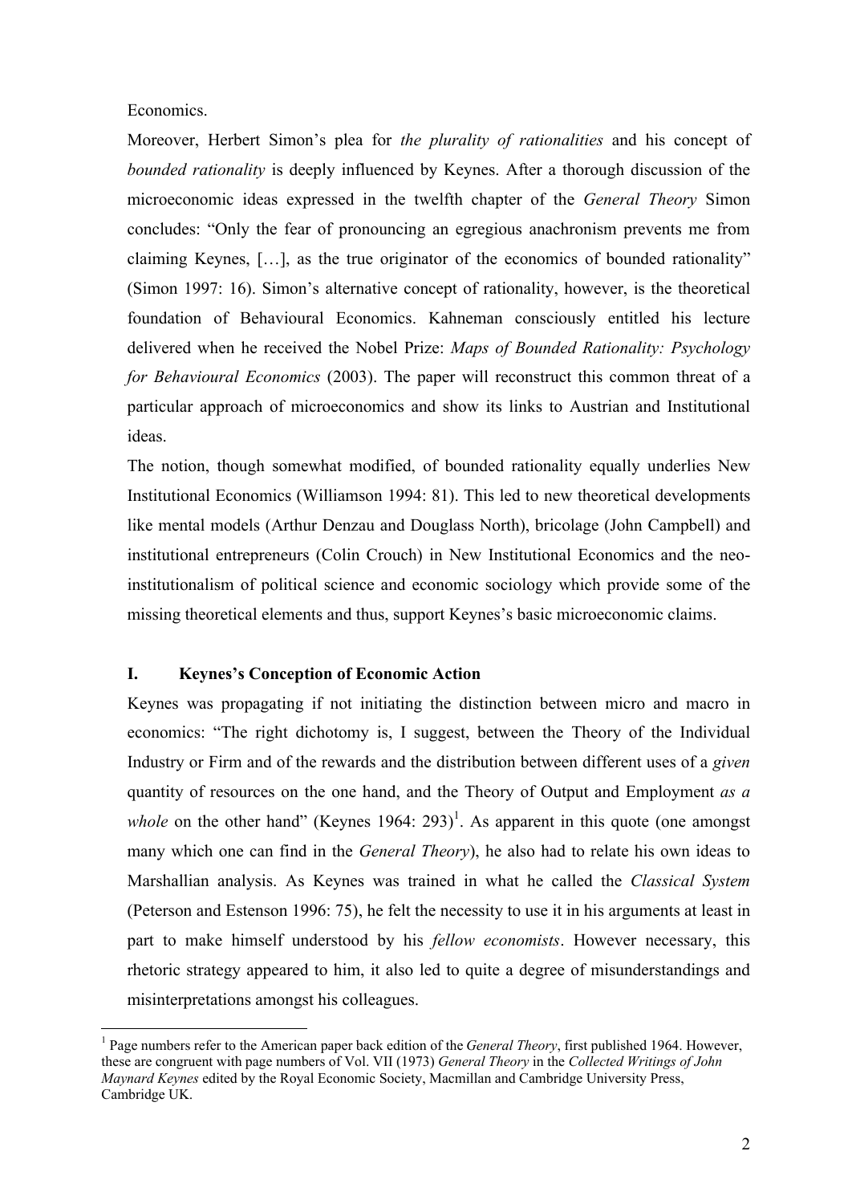Economics.

Moreover, Herbert Simon's plea for *the plurality of rationalities* and his concept of *bounded rationality* is deeply influenced by Keynes. After a thorough discussion of the microeconomic ideas expressed in the twelfth chapter of the *General Theory* Simon concludes: "Only the fear of pronouncing an egregious anachronism prevents me from claiming Keynes, […], as the true originator of the economics of bounded rationality" (Simon 1997: 16). Simon's alternative concept of rationality, however, is the theoretical foundation of Behavioural Economics. Kahneman consciously entitled his lecture delivered when he received the Nobel Prize: *Maps of Bounded Rationality: Psychology for Behavioural Economics* (2003). The paper will reconstruct this common threat of a particular approach of microeconomics and show its links to Austrian and Institutional ideas.

The notion, though somewhat modified, of bounded rationality equally underlies New Institutional Economics (Williamson 1994: 81). This led to new theoretical developments like mental models (Arthur Denzau and Douglass North), bricolage (John Campbell) and institutional entrepreneurs (Colin Crouch) in New Institutional Economics and the neo-institutionalism of political science and economic sociology which provide some of the missing theoretical elements and thus, support Keynes's basic microeconomic claims.

## I. Keynes's Conception of Economic Action

Keynes was propagating if not initiating the distinction between micro and macro in economics: "The right dichotomy is, I suggest, between the Theory of the Individual Industry or Firm and of the rewards and the distribution between different uses of a *given* quantity of resources on the one hand, and the Theory of Output and Employment *as a whole* on the other hand" (Keynes 1964: 293)[1]. As apparent in this quote (one amongst many which one can find in the *General Theory*), he also had to relate his own ideas to Marshallian analysis. As Keynes was trained in what he called the *Classical System* (Peterson and Estenson 1996: 75), he felt the necessity to use it in his arguments at least in part to make himself understood by his *fellow economists*. However necessary, this rhetoric strategy appeared to him, it also led to quite a degree of misunderstandings and misinterpretations amongst his colleagues.

[1] Page numbers refer to the American paper back edition of the *General Theory*, first published 1964. However, these are congruent with page numbers of Vol. VII (1973) *General Theory* in the *Collected Writings of John Maynard Keynes* edited by the Royal Economic Society, Macmillan and Cambridge University Press, Cambridge UK.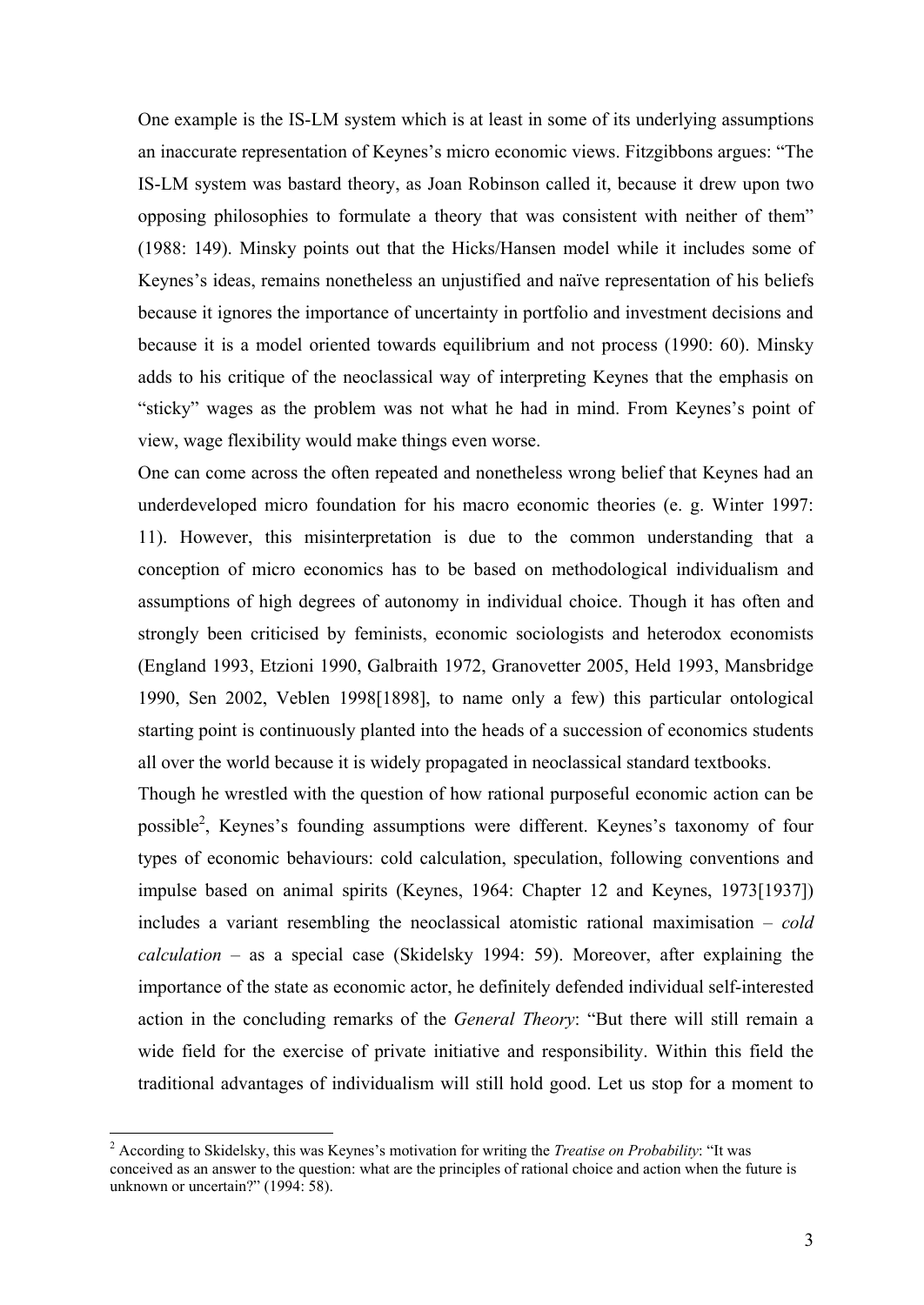One example is the IS-LM system which is at least in some of its underlying assumptions an inaccurate representation of Keynes's micro economic views. Fitzgibbons argues: "The IS-LM system was bastard theory, as Joan Robinson called it, because it drew upon two opposing philosophies to formulate a theory that was consistent with neither of them" (1988: 149). Minsky points out that the Hicks/Hansen model while it includes some of Keynes's ideas, remains nonetheless an unjustified and naïve representation of his beliefs because it ignores the importance of uncertainty in portfolio and investment decisions and because it is a model oriented towards equilibrium and not process (1990: 60). Minsky adds to his critique of the neoclassical way of interpreting Keynes that the emphasis on "sticky" wages as the problem was not what he had in mind. From Keynes's point of view, wage flexibility would make things even worse.

One can come across the often repeated and nonetheless wrong belief that Keynes had an underdeveloped micro foundation for his macro economic theories (e. g. Winter 1997: 11). However, this misinterpretation is due to the common understanding that a conception of micro economics has to be based on methodological individualism and assumptions of high degrees of autonomy in individual choice. Though it has often and strongly been criticised by feminists, economic sociologists and heterodox economists (England 1993, Etzioni 1990, Galbraith 1972, Granovetter 2005, Held 1993, Mansbridge 1990, Sen 2002, Veblen 1998[1898], to name only a few) this particular ontological starting point is continuously planted into the heads of a succession of economics students all over the world because it is widely propagated in neoclassical standard textbooks.

Though he wrestled with the question of how rational purposeful economic action can be possible[2], Keynes's founding assumptions were different. Keynes's taxonomy of four types of economic behaviours: cold calculation, speculation, following conventions and impulse based on animal spirits (Keynes, 1964: Chapter 12 and Keynes, 1973[1937]) includes a variant resembling the neoclassical atomistic rational maximisation – *cold calculation* – as a special case (Skidelsky 1994: 59). Moreover, after explaining the importance of the state as economic actor, he definitely defended individual self-interested action in the concluding remarks of the *General Theory*: "But there will still remain a wide field for the exercise of private initiative and responsibility. Within this field the traditional advantages of individualism will still hold good. Let us stop for a moment to

[2] According to Skidelsky, this was Keynes's motivation for writing the *Treatise on Probability*: "It was conceived as an answer to the question: what are the principles of rational choice and action when the future is unknown or uncertain?" (1994: 58).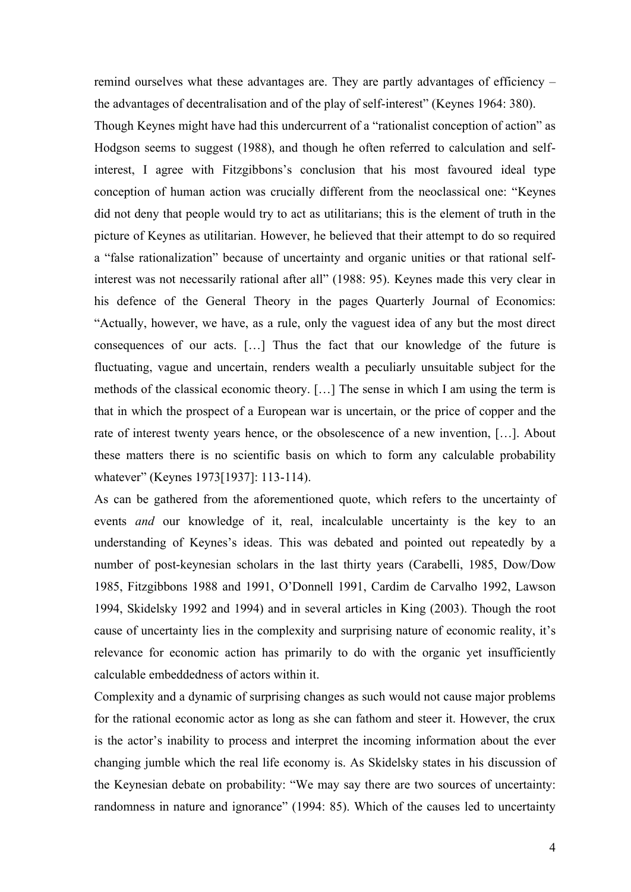remind ourselves what these advantages are. They are partly advantages of efficiency – the advantages of decentralisation and of the play of self-interest" (Keynes 1964: 380).

Though Keynes might have had this undercurrent of a "rationalist conception of action" as Hodgson seems to suggest (1988), and though he often referred to calculation and self-interest, I agree with Fitzgibbons's conclusion that his most favoured ideal type conception of human action was crucially different from the neoclassical one: "Keynes did not deny that people would try to act as utilitarians; this is the element of truth in the picture of Keynes as utilitarian. However, he believed that their attempt to do so required a "false rationalization" because of uncertainty and organic unities or that rational self-interest was not necessarily rational after all" (1988: 95). Keynes made this very clear in his defence of the General Theory in the pages Quarterly Journal of Economics: "Actually, however, we have, as a rule, only the vaguest idea of any but the most direct consequences of our acts. […] Thus the fact that our knowledge of the future is fluctuating, vague and uncertain, renders wealth a peculiarly unsuitable subject for the methods of the classical economic theory. […] The sense in which I am using the term is that in which the prospect of a European war is uncertain, or the price of copper and the rate of interest twenty years hence, or the obsolescence of a new invention, […]. About these matters there is no scientific basis on which to form any calculable probability whatever" (Keynes 1973[1937]: 113-114).

As can be gathered from the aforementioned quote, which refers to the uncertainty of events *and* our knowledge of it, real, incalculable uncertainty is the key to an understanding of Keynes's ideas. This was debated and pointed out repeatedly by a number of post-keynesian scholars in the last thirty years (Carabelli, 1985, Dow/Dow 1985, Fitzgibbons 1988 and 1991, O'Donnell 1991, Cardim de Carvalho 1992, Lawson 1994, Skidelsky 1992 and 1994) and in several articles in King (2003). Though the root cause of uncertainty lies in the complexity and surprising nature of economic reality, it's relevance for economic action has primarily to do with the organic yet insufficiently calculable embeddedness of actors within it.

Complexity and a dynamic of surprising changes as such would not cause major problems for the rational economic actor as long as she can fathom and steer it. However, the crux is the actor's inability to process and interpret the incoming information about the ever changing jumble which the real life economy is. As Skidelsky states in his discussion of the Keynesian debate on probability: "We may say there are two sources of uncertainty: randomness in nature and ignorance" (1994: 85). Which of the causes led to uncertainty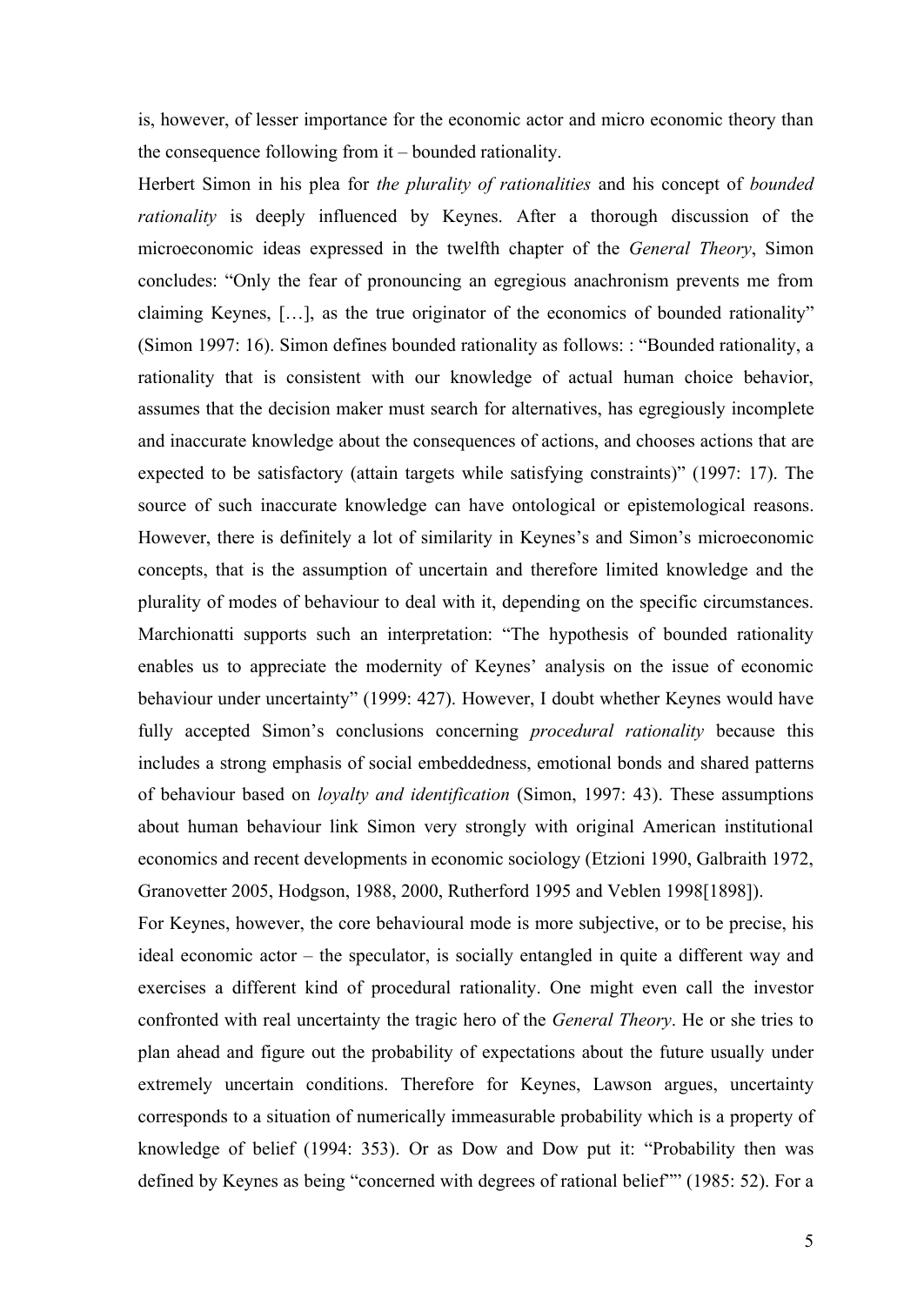is, however, of lesser importance for the economic actor and micro economic theory than the consequence following from it – bounded rationality.

Herbert Simon in his plea for *the plurality of rationalities* and his concept of *bounded rationality* is deeply influenced by Keynes. After a thorough discussion of the microeconomic ideas expressed in the twelfth chapter of the *General Theory*, Simon concludes: "Only the fear of pronouncing an egregious anachronism prevents me from claiming Keynes, […], as the true originator of the economics of bounded rationality" (Simon 1997: 16). Simon defines bounded rationality as follows: : "Bounded rationality, a rationality that is consistent with our knowledge of actual human choice behavior, assumes that the decision maker must search for alternatives, has egregiously incomplete and inaccurate knowledge about the consequences of actions, and chooses actions that are expected to be satisfactory (attain targets while satisfying constraints)" (1997: 17). The source of such inaccurate knowledge can have ontological or epistemological reasons. However, there is definitely a lot of similarity in Keynes's and Simon's microeconomic concepts, that is the assumption of uncertain and therefore limited knowledge and the plurality of modes of behaviour to deal with it, depending on the specific circumstances. Marchionatti supports such an interpretation: "The hypothesis of bounded rationality enables us to appreciate the modernity of Keynes' analysis on the issue of economic behaviour under uncertainty" (1999: 427). However, I doubt whether Keynes would have fully accepted Simon's conclusions concerning *procedural rationality* because this includes a strong emphasis of social embeddedness, emotional bonds and shared patterns of behaviour based on *loyalty and identification* (Simon, 1997: 43). These assumptions about human behaviour link Simon very strongly with original American institutional economics and recent developments in economic sociology (Etzioni 1990, Galbraith 1972, Granovetter 2005, Hodgson, 1988, 2000, Rutherford 1995 and Veblen 1998[1898]).

For Keynes, however, the core behavioural mode is more subjective, or to be precise, his ideal economic actor – the speculator, is socially entangled in quite a different way and exercises a different kind of procedural rationality. One might even call the investor confronted with real uncertainty the tragic hero of the *General Theory*. He or she tries to plan ahead and figure out the probability of expectations about the future usually under extremely uncertain conditions. Therefore for Keynes, Lawson argues, uncertainty corresponds to a situation of numerically immeasurable probability which is a property of knowledge of belief (1994: 353). Or as Dow and Dow put it: "Probability then was defined by Keynes as being "concerned with degrees of rational belief"" (1985: 52). For a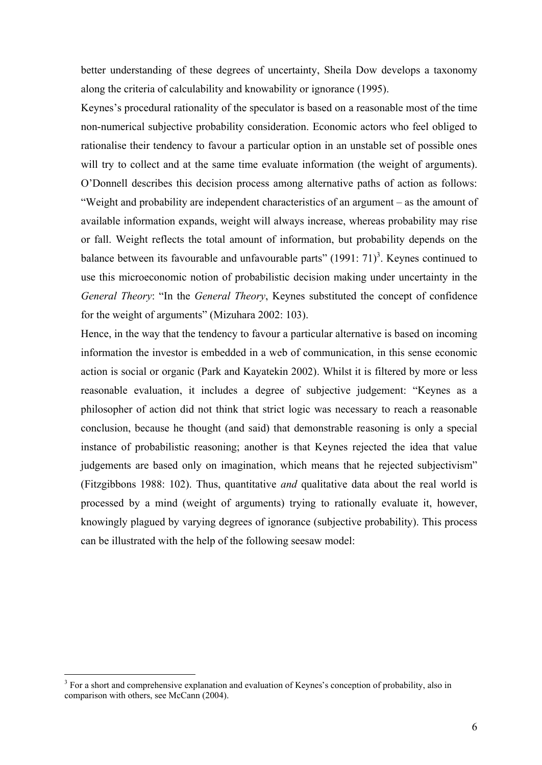better understanding of these degrees of uncertainty, Sheila Dow develops a taxonomy along the criteria of calculability and knowability or ignorance (1995).

Keynes's procedural rationality of the speculator is based on a reasonable most of the time non-numerical subjective probability consideration. Economic actors who feel obliged to rationalise their tendency to favour a particular option in an unstable set of possible ones will try to collect and at the same time evaluate information (the weight of arguments). O'Donnell describes this decision process among alternative paths of action as follows: "Weight and probability are independent characteristics of an argument – as the amount of available information expands, weight will always increase, whereas probability may rise or fall. Weight reflects the total amount of information, but probability depends on the balance between its favourable and unfavourable parts" (1991: 71)[3]. Keynes continued to use this microeconomic notion of probabilistic decision making under uncertainty in the *General Theory*: "In the *General Theory*, Keynes substituted the concept of confidence for the weight of arguments" (Mizuhara 2002: 103).

Hence, in the way that the tendency to favour a particular alternative is based on incoming information the investor is embedded in a web of communication, in this sense economic action is social or organic (Park and Kayatekin 2002). Whilst it is filtered by more or less reasonable evaluation, it includes a degree of subjective judgement: "Keynes as a philosopher of action did not think that strict logic was necessary to reach a reasonable conclusion, because he thought (and said) that demonstrable reasoning is only a special instance of probabilistic reasoning; another is that Keynes rejected the idea that value judgements are based only on imagination, which means that he rejected subjectivism" (Fitzgibbons 1988: 102). Thus, quantitative *and* qualitative data about the real world is processed by a mind (weight of arguments) trying to rationally evaluate it, however, knowingly plagued by varying degrees of ignorance (subjective probability). This process can be illustrated with the help of the following seesaw model:

[3] For a short and comprehensive explanation and evaluation of Keynes's conception of probability, also in comparison with others, see McCann (2004).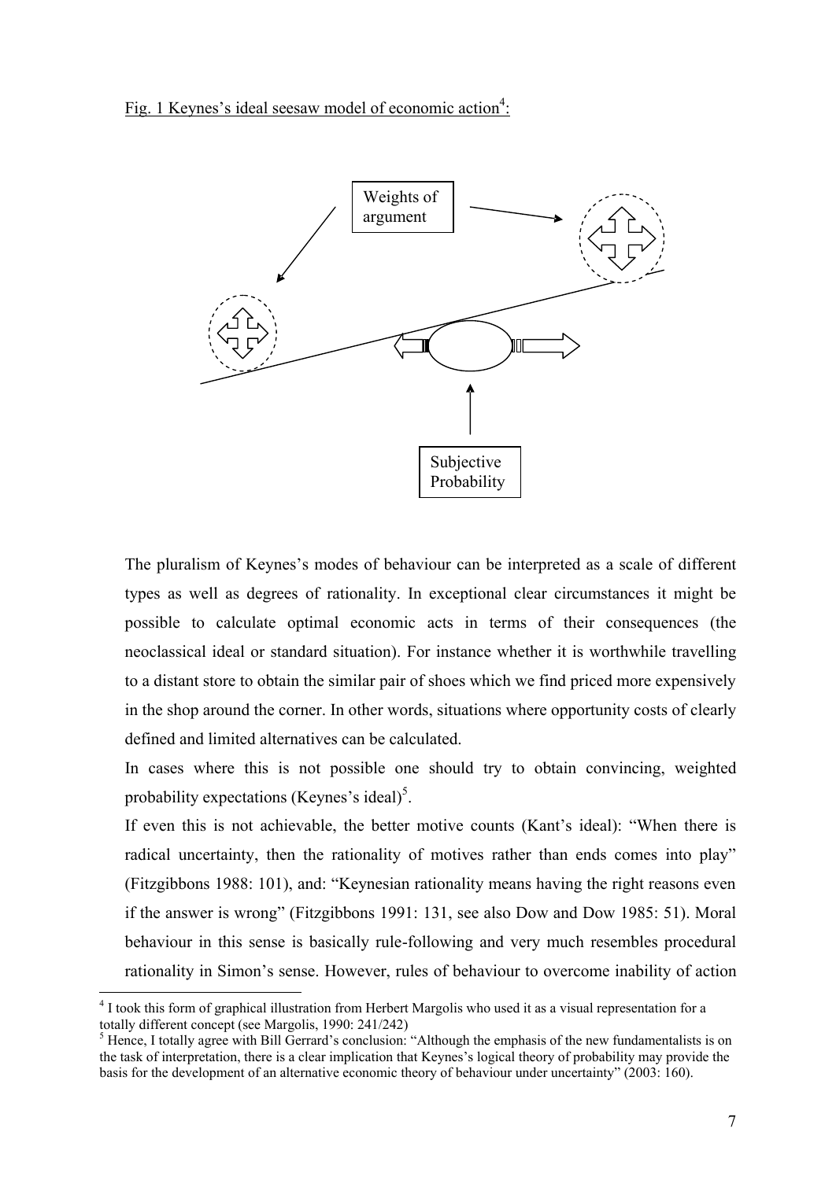Fig. 1 Keynes's ideal seesaw model of economic action[4]:

Weights of argument

Subjective Probability

The pluralism of Keynes's modes of behaviour can be interpreted as a scale of different types as well as degrees of rationality. In exceptional clear circumstances it might be possible to calculate optimal economic acts in terms of their consequences (the neoclassical ideal or standard situation). For instance whether it is worthwhile travelling to a distant store to obtain the similar pair of shoes which we find priced more expensively in the shop around the corner. In other words, situations where opportunity costs of clearly defined and limited alternatives can be calculated.

In cases where this is not possible one should try to obtain convincing, weighted probability expectations (Keynes's ideal)[5].

If even this is not achievable, the better motive counts (Kant's ideal): "When there is radical uncertainty, then the rationality of motives rather than ends comes into play" (Fitzgibbons 1988: 101), and: "Keynesian rationality means having the right reasons even if the answer is wrong" (Fitzgibbons 1991: 131, see also Dow and Dow 1985: 51). Moral behaviour in this sense is basically rule-following and very much resembles procedural rationality in Simon's sense. However, rules of behaviour to overcome inability of action

[4] I took this form of graphical illustration from Herbert Margolis who used it as a visual representation for a totally different concept (see Margolis, 1990: 241/242)

[5] Hence, I totally agree with Bill Gerrard's conclusion: "Although the emphasis of the new fundamentalists is on the task of interpretation, there is a clear implication that Keynes's logical theory of probability may provide the basis for the development of an alternative economic theory of behaviour under uncertainty" (2003: 160).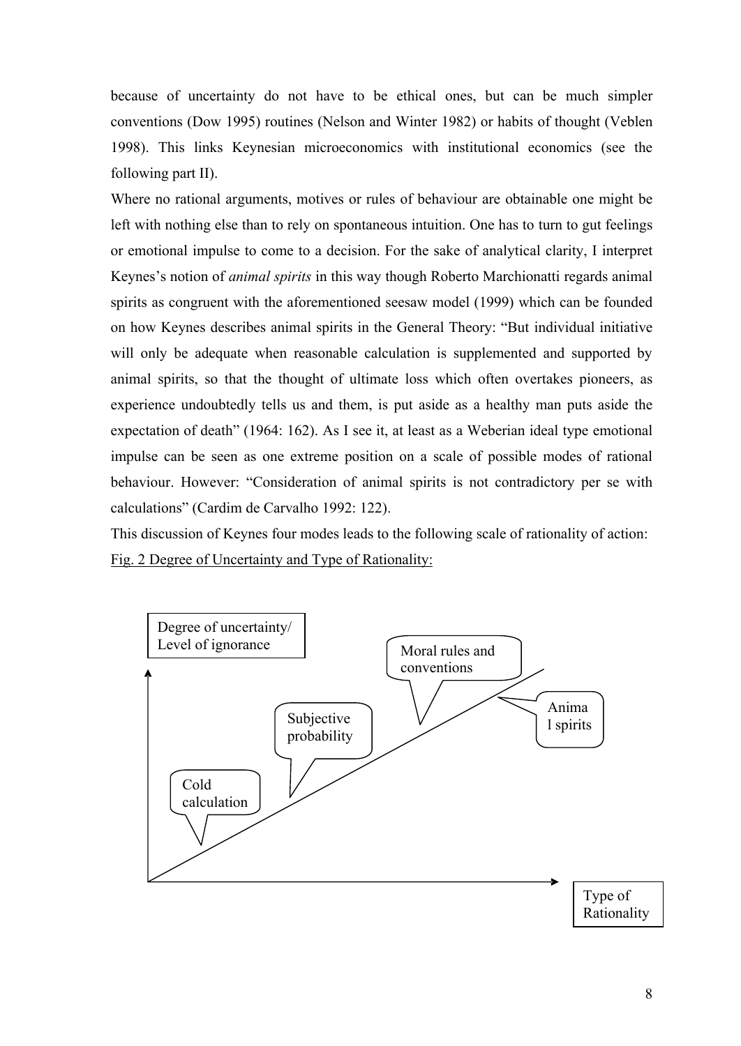because of uncertainty do not have to be ethical ones, but can be much simpler conventions (Dow 1995) routines (Nelson and Winter 1982) or habits of thought (Veblen 1998). This links Keynesian microeconomics with institutional economics (see the following part II).

Where no rational arguments, motives or rules of behaviour are obtainable one might be left with nothing else than to rely on spontaneous intuition. One has to turn to gut feelings or emotional impulse to come to a decision. For the sake of analytical clarity, I interpret Keynes's notion of *animal spirits* in this way though Roberto Marchionatti regards animal spirits as congruent with the aforementioned seesaw model (1999) which can be founded on how Keynes describes animal spirits in the General Theory: "But individual initiative will only be adequate when reasonable calculation is supplemented and supported by animal spirits, so that the thought of ultimate loss which often overtakes pioneers, as experience undoubtedly tells us and them, is put aside as a healthy man puts aside the expectation of death" (1964: 162). As I see it, at least as a Weberian ideal type emotional impulse can be seen as one extreme position on a scale of possible modes of rational behaviour. However: "Consideration of animal spirits is not contradictory per se with calculations" (Cardim de Carvalho 1992: 122).

This discussion of Keynes four modes leads to the following scale of rationality of action:

Fig. 2 Degree of Uncertainty and Type of Rationality:

Degree of uncertainty/ Level of ignorance

Cold calculation

Subjective probability

Moral rules and conventions

Animal spirits

Type of Rationality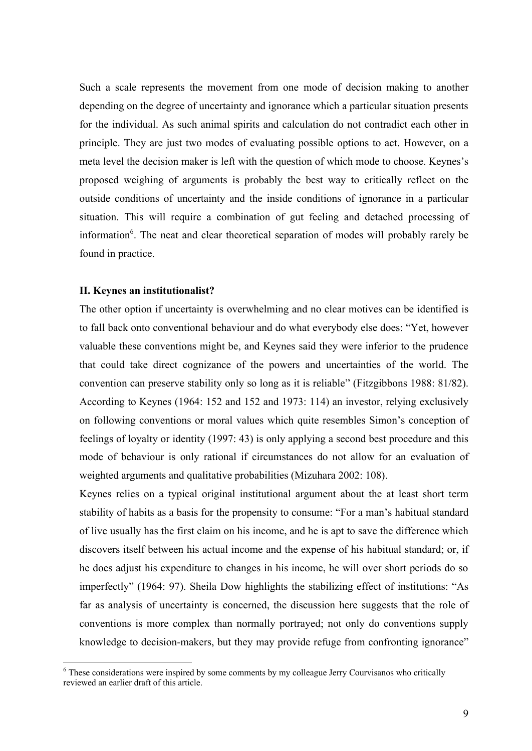Such a scale represents the movement from one mode of decision making to another depending on the degree of uncertainty and ignorance which a particular situation presents for the individual. As such animal spirits and calculation do not contradict each other in principle. They are just two modes of evaluating possible options to act. However, on a meta level the decision maker is left with the question of which mode to choose. Keynes's proposed weighing of arguments is probably the best way to critically reflect on the outside conditions of uncertainty and the inside conditions of ignorance in a particular situation. This will require a combination of gut feeling and detached processing of information[6]. The neat and clear theoretical separation of modes will probably rarely be found in practice.

**II. Keynes an institutionalist?**

The other option if uncertainty is overwhelming and no clear motives can be identified is to fall back onto conventional behaviour and do what everybody else does: "Yet, however valuable these conventions might be, and Keynes said they were inferior to the prudence that could take direct cognizance of the powers and uncertainties of the world. The convention can preserve stability only so long as it is reliable" (Fitzgibbons 1988: 81/82). According to Keynes (1964: 152 and 152 and 1973: 114) an investor, relying exclusively on following conventions or moral values which quite resembles Simon's conception of feelings of loyalty or identity (1997: 43) is only applying a second best procedure and this mode of behaviour is only rational if circumstances do not allow for an evaluation of weighted arguments and qualitative probabilities (Mizuhara 2002: 108).

Keynes relies on a typical original institutional argument about the at least short term stability of habits as a basis for the propensity to consume: "For a man's habitual standard of live usually has the first claim on his income, and he is apt to save the difference which discovers itself between his actual income and the expense of his habitual standard; or, if he does adjust his expenditure to changes in his income, he will over short periods do so imperfectly" (1964: 97). Sheila Dow highlights the stabilizing effect of institutions: "As far as analysis of uncertainty is concerned, the discussion here suggests that the role of conventions is more complex than normally portrayed; not only do conventions supply knowledge to decision-makers, but they may provide refuge from confronting ignorance"

[6] These considerations were inspired by some comments by my colleague Jerry Courvisanos who critically reviewed an earlier draft of this article.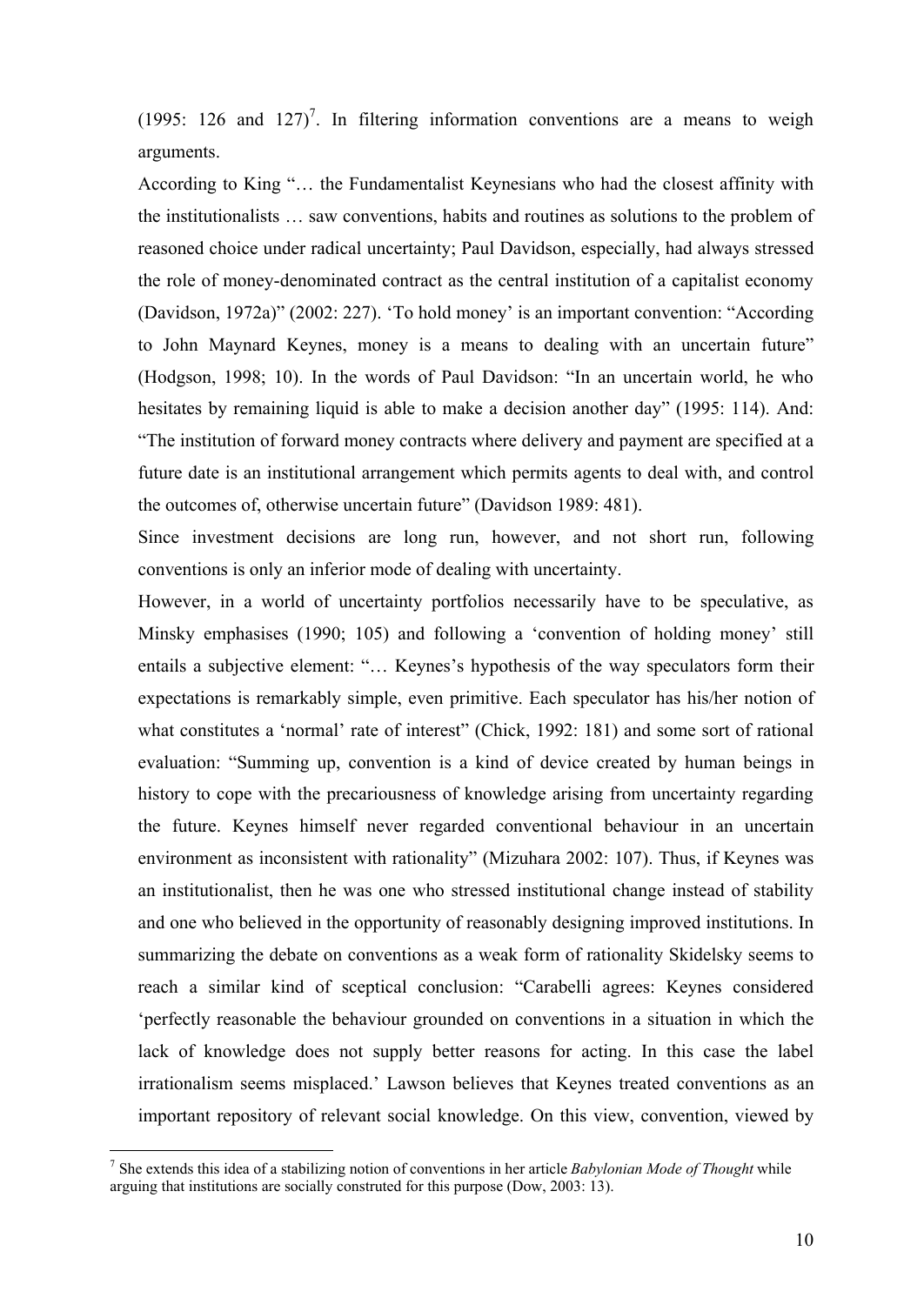(1995: 126 and 127)[7]. In filtering information conventions are a means to weigh arguments.

According to King "… the Fundamentalist Keynesians who had the closest affinity with the institutionalists … saw conventions, habits and routines as solutions to the problem of reasoned choice under radical uncertainty; Paul Davidson, especially, had always stressed the role of money-denominated contract as the central institution of a capitalist economy (Davidson, 1972a)" (2002: 227). 'To hold money' is an important convention: "According to John Maynard Keynes, money is a means to dealing with an uncertain future" (Hodgson, 1998; 10). In the words of Paul Davidson: "In an uncertain world, he who hesitates by remaining liquid is able to make a decision another day" (1995: 114). And: "The institution of forward money contracts where delivery and payment are specified at a future date is an institutional arrangement which permits agents to deal with, and control the outcomes of, otherwise uncertain future" (Davidson 1989: 481).

Since investment decisions are long run, however, and not short run, following conventions is only an inferior mode of dealing with uncertainty.

However, in a world of uncertainty portfolios necessarily have to be speculative, as Minsky emphasises (1990; 105) and following a 'convention of holding money' still entails a subjective element: "… Keynes's hypothesis of the way speculators form their expectations is remarkably simple, even primitive. Each speculator has his/her notion of what constitutes a 'normal' rate of interest" (Chick, 1992: 181) and some sort of rational evaluation: "Summing up, convention is a kind of device created by human beings in history to cope with the precariousness of knowledge arising from uncertainty regarding the future. Keynes himself never regarded conventional behaviour in an uncertain environment as inconsistent with rationality" (Mizuhara 2002: 107). Thus, if Keynes was an institutionalist, then he was one who stressed institutional change instead of stability and one who believed in the opportunity of reasonably designing improved institutions. In summarizing the debate on conventions as a weak form of rationality Skidelsky seems to reach a similar kind of sceptical conclusion: "Carabelli agrees: Keynes considered 'perfectly reasonable the behaviour grounded on conventions in a situation in which the lack of knowledge does not supply better reasons for acting. In this case the label irrationalism seems misplaced.' Lawson believes that Keynes treated conventions as an important repository of relevant social knowledge. On this view, convention, viewed by

[7] She extends this idea of a stabilizing notion of conventions in her article *Babylonian Mode of Thought* while arguing that institutions are socially construted for this purpose (Dow, 2003: 13).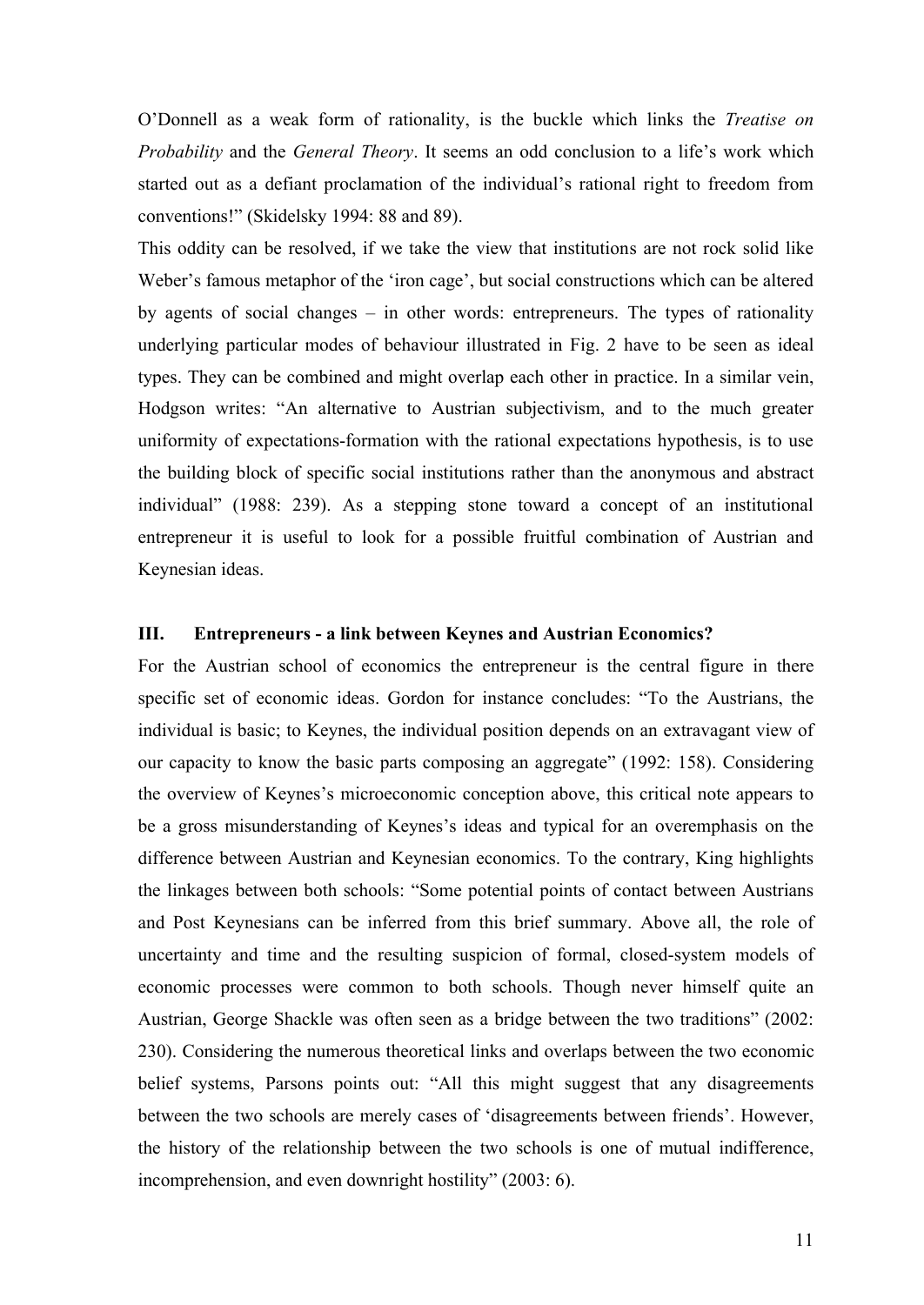O'Donnell as a weak form of rationality, is the buckle which links the *Treatise on Probability* and the *General Theory*. It seems an odd conclusion to a life's work which started out as a defiant proclamation of the individual's rational right to freedom from conventions!" (Skidelsky 1994: 88 and 89).

This oddity can be resolved, if we take the view that institutions are not rock solid like Weber's famous metaphor of the 'iron cage', but social constructions which can be altered by agents of social changes – in other words: entrepreneurs. The types of rationality underlying particular modes of behaviour illustrated in Fig. 2 have to be seen as ideal types. They can be combined and might overlap each other in practice. In a similar vein, Hodgson writes: "An alternative to Austrian subjectivism, and to the much greater uniformity of expectations-formation with the rational expectations hypothesis, is to use the building block of specific social institutions rather than the anonymous and abstract individual" (1988: 239). As a stepping stone toward a concept of an institutional entrepreneur it is useful to look for a possible fruitful combination of Austrian and Keynesian ideas.

## III. Entrepreneurs - a link between Keynes and Austrian Economics?

For the Austrian school of economics the entrepreneur is the central figure in there specific set of economic ideas. Gordon for instance concludes: "To the Austrians, the individual is basic; to Keynes, the individual position depends on an extravagant view of our capacity to know the basic parts composing an aggregate" (1992: 158). Considering the overview of Keynes's microeconomic conception above, this critical note appears to be a gross misunderstanding of Keynes's ideas and typical for an overemphasis on the difference between Austrian and Keynesian economics. To the contrary, King highlights the linkages between both schools: "Some potential points of contact between Austrians and Post Keynesians can be inferred from this brief summary. Above all, the role of uncertainty and time and the resulting suspicion of formal, closed-system models of economic processes were common to both schools. Though never himself quite an Austrian, George Shackle was often seen as a bridge between the two traditions" (2002: 230). Considering the numerous theoretical links and overlaps between the two economic belief systems, Parsons points out: "All this might suggest that any disagreements between the two schools are merely cases of 'disagreements between friends'. However, the history of the relationship between the two schools is one of mutual indifference, incomprehension, and even downright hostility" (2003: 6).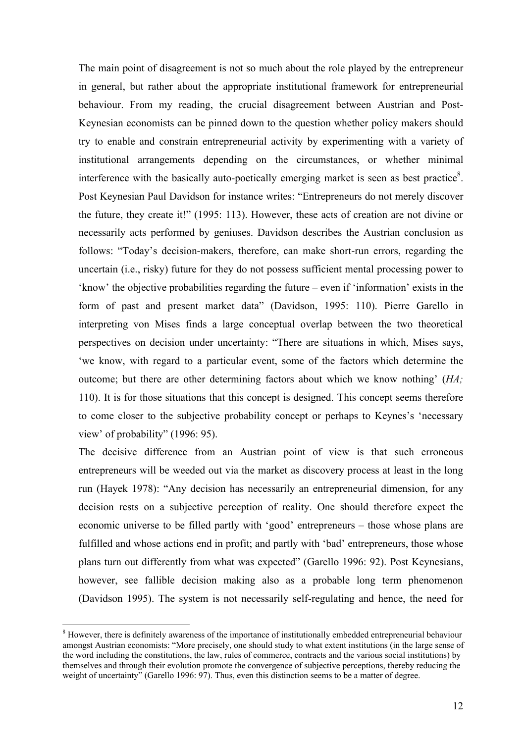The main point of disagreement is not so much about the role played by the entrepreneur in general, but rather about the appropriate institutional framework for entrepreneurial behaviour. From my reading, the crucial disagreement between Austrian and Post-Keynesian economists can be pinned down to the question whether policy makers should try to enable and constrain entrepreneurial activity by experimenting with a variety of institutional arrangements depending on the circumstances, or whether minimal interference with the basically auto-poetically emerging market is seen as best practice[8]. Post Keynesian Paul Davidson for instance writes: "Entrepreneurs do not merely discover the future, they create it!" (1995: 113). However, these acts of creation are not divine or necessarily acts performed by geniuses. Davidson describes the Austrian conclusion as follows: "Today's decision-makers, therefore, can make short-run errors, regarding the uncertain (i.e., risky) future for they do not possess sufficient mental processing power to 'know' the objective probabilities regarding the future – even if 'information' exists in the form of past and present market data" (Davidson, 1995: 110). Pierre Garello in interpreting von Mises finds a large conceptual overlap between the two theoretical perspectives on decision under uncertainty: "There are situations in which, Mises says, 'we know, with regard to a particular event, some of the factors which determine the outcome; but there are other determining factors about which we know nothing' (*HA;* 110). It is for those situations that this concept is designed. This concept seems therefore to come closer to the subjective probability concept or perhaps to Keynes's 'necessary view' of probability" (1996: 95).

The decisive difference from an Austrian point of view is that such erroneous entrepreneurs will be weeded out via the market as discovery process at least in the long run (Hayek 1978): "Any decision has necessarily an entrepreneurial dimension, for any decision rests on a subjective perception of reality. One should therefore expect the economic universe to be filled partly with 'good' entrepreneurs – those whose plans are fulfilled and whose actions end in profit; and partly with 'bad' entrepreneurs, those whose plans turn out differently from what was expected" (Garello 1996: 92). Post Keynesians, however, see fallible decision making also as a probable long term phenomenon (Davidson 1995). The system is not necessarily self-regulating and hence, the need for

---

[8] However, there is definitely awareness of the importance of institutionally embedded entrepreneurial behaviour amongst Austrian economists: "More precisely, one should study to what extent institutions (in the large sense of the word including the constitutions, the law, rules of commerce, contracts and the various social institutions) by themselves and through their evolution promote the convergence of subjective perceptions, thereby reducing the weight of uncertainty" (Garello 1996: 97). Thus, even this distinction seems to be a matter of degree.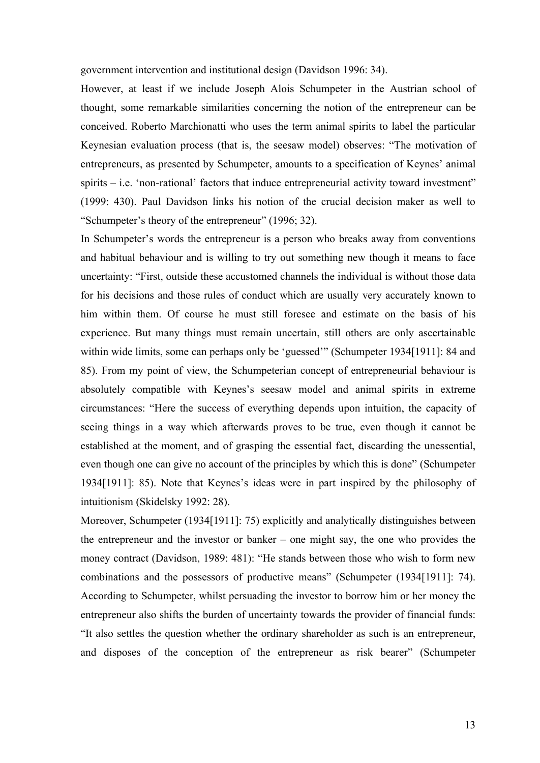government intervention and institutional design (Davidson 1996: 34).

However, at least if we include Joseph Alois Schumpeter in the Austrian school of thought, some remarkable similarities concerning the notion of the entrepreneur can be conceived. Roberto Marchionatti who uses the term animal spirits to label the particular Keynesian evaluation process (that is, the seesaw model) observes: "The motivation of entrepreneurs, as presented by Schumpeter, amounts to a specification of Keynes' animal spirits – i.e. 'non-rational' factors that induce entrepreneurial activity toward investment" (1999: 430). Paul Davidson links his notion of the crucial decision maker as well to "Schumpeter's theory of the entrepreneur" (1996; 32).

In Schumpeter's words the entrepreneur is a person who breaks away from conventions and habitual behaviour and is willing to try out something new though it means to face uncertainty: "First, outside these accustomed channels the individual is without those data for his decisions and those rules of conduct which are usually very accurately known to him within them. Of course he must still foresee and estimate on the basis of his experience. But many things must remain uncertain, still others are only ascertainable within wide limits, some can perhaps only be 'guessed'" (Schumpeter 1934[1911]: 84 and 85). From my point of view, the Schumpeterian concept of entrepreneurial behaviour is absolutely compatible with Keynes's seesaw model and animal spirits in extreme circumstances: "Here the success of everything depends upon intuition, the capacity of seeing things in a way which afterwards proves to be true, even though it cannot be established at the moment, and of grasping the essential fact, discarding the unessential, even though one can give no account of the principles by which this is done" (Schumpeter 1934[1911]: 85). Note that Keynes's ideas were in part inspired by the philosophy of intuitionism (Skidelsky 1992: 28).

Moreover, Schumpeter (1934[1911]: 75) explicitly and analytically distinguishes between the entrepreneur and the investor or banker – one might say, the one who provides the money contract (Davidson, 1989: 481): "He stands between those who wish to form new combinations and the possessors of productive means" (Schumpeter (1934[1911]: 74). According to Schumpeter, whilst persuading the investor to borrow him or her money the entrepreneur also shifts the burden of uncertainty towards the provider of financial funds: "It also settles the question whether the ordinary shareholder as such is an entrepreneur, and disposes of the conception of the entrepreneur as risk bearer" (Schumpeter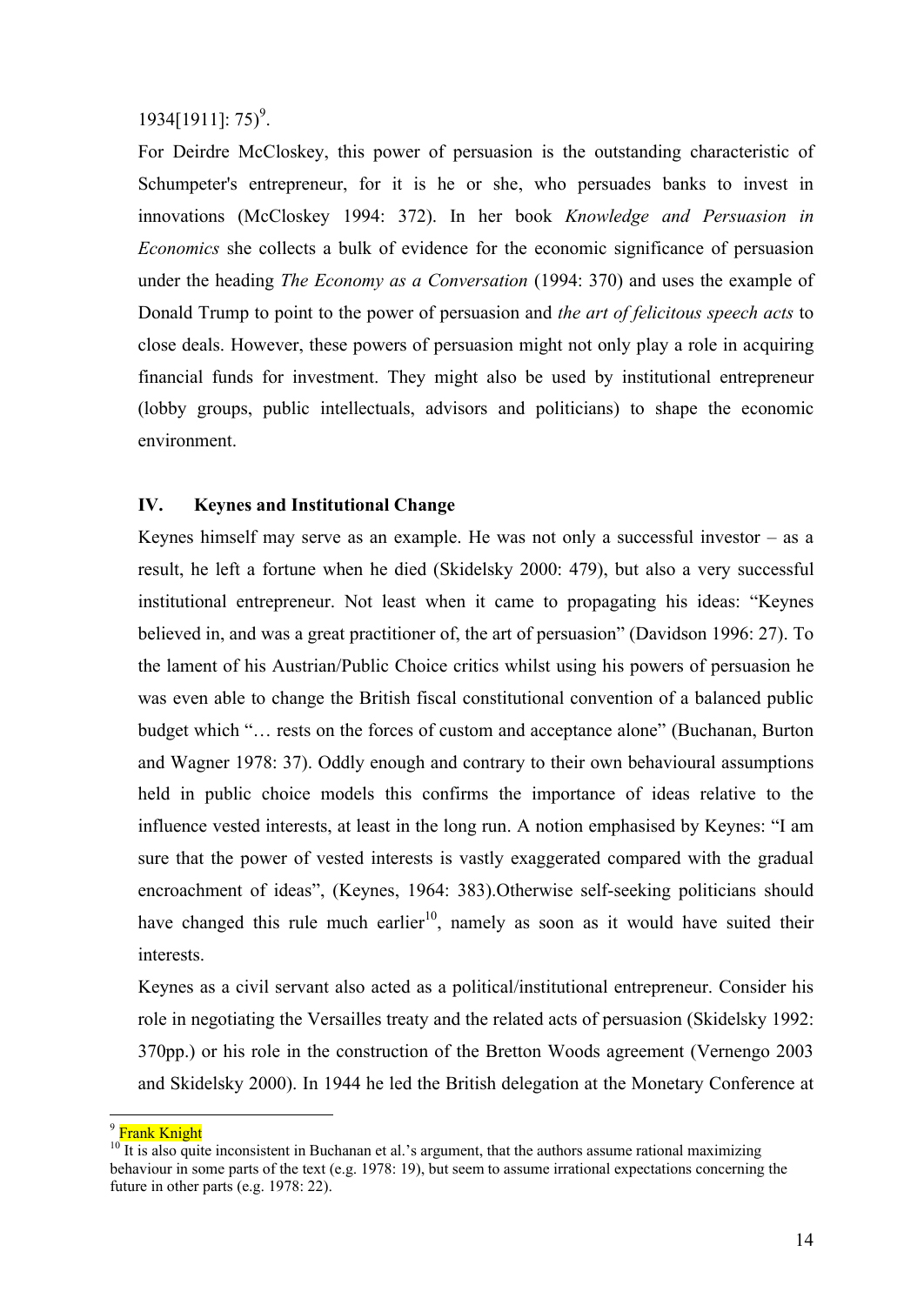1934[1911]: 75)[9].

For Deirdre McCloskey, this power of persuasion is the outstanding characteristic of Schumpeter's entrepreneur, for it is he or she, who persuades banks to invest in innovations (McCloskey 1994: 372). In her book *Knowledge and Persuasion in Economics* she collects a bulk of evidence for the economic significance of persuasion under the heading *The Economy as a Conversation* (1994: 370) and uses the example of Donald Trump to point to the power of persuasion and *the art of felicitous speech acts* to close deals. However, these powers of persuasion might not only play a role in acquiring financial funds for investment. They might also be used by institutional entrepreneur (lobby groups, public intellectuals, advisors and politicians) to shape the economic environment.

## IV. Keynes and Institutional Change

Keynes himself may serve as an example. He was not only a successful investor – as a result, he left a fortune when he died (Skidelsky 2000: 479), but also a very successful institutional entrepreneur. Not least when it came to propagating his ideas: "Keynes believed in, and was a great practitioner of, the art of persuasion" (Davidson 1996: 27). To the lament of his Austrian/Public Choice critics whilst using his powers of persuasion he was even able to change the British fiscal constitutional convention of a balanced public budget which "… rests on the forces of custom and acceptance alone" (Buchanan, Burton and Wagner 1978: 37). Oddly enough and contrary to their own behavioural assumptions held in public choice models this confirms the importance of ideas relative to the influence vested interests, at least in the long run. A notion emphasised by Keynes: "I am sure that the power of vested interests is vastly exaggerated compared with the gradual encroachment of ideas", (Keynes, 1964: 383).Otherwise self-seeking politicians should have changed this rule much earlier[10], namely as soon as it would have suited their interests.

Keynes as a civil servant also acted as a political/institutional entrepreneur. Consider his role in negotiating the Versailles treaty and the related acts of persuasion (Skidelsky 1992: 370pp.) or his role in the construction of the Bretton Woods agreement (Vernengo 2003 and Skidelsky 2000). In 1944 he led the British delegation at the Monetary Conference at

---

[9] Frank Knight

[10] It is also quite inconsistent in Buchanan et al.'s argument, that the authors assume rational maximizing behaviour in some parts of the text (e.g. 1978: 19), but seem to assume irrational expectations concerning the future in other parts (e.g. 1978: 22).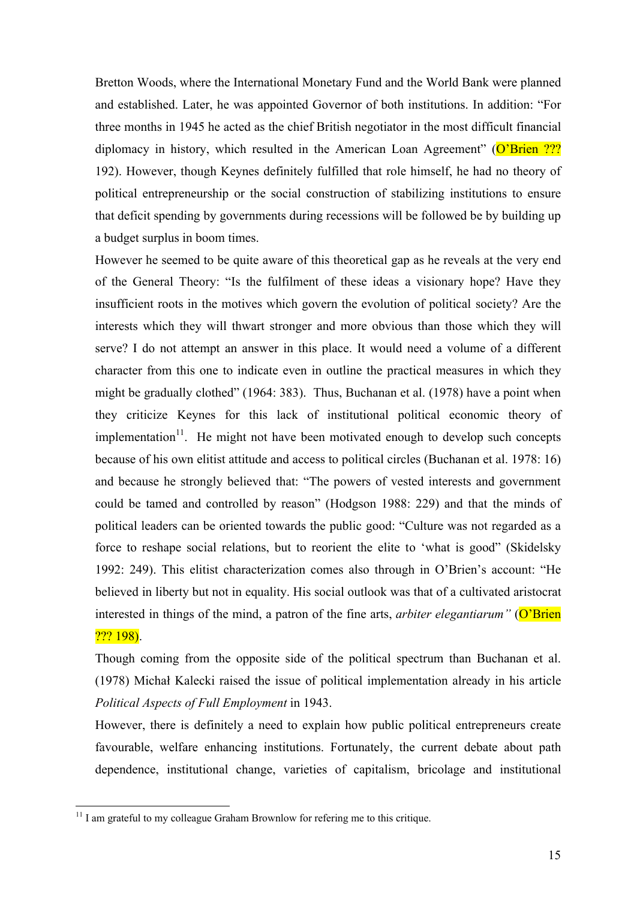Bretton Woods, where the International Monetary Fund and the World Bank were planned and established. Later, he was appointed Governor of both institutions. In addition: "For three months in 1945 he acted as the chief British negotiator in the most difficult financial diplomacy in history, which resulted in the American Loan Agreement" (O'Brien ??? 192). However, though Keynes definitely fulfilled that role himself, he had no theory of political entrepreneurship or the social construction of stabilizing institutions to ensure that deficit spending by governments during recessions will be followed be by building up a budget surplus in boom times.

However he seemed to be quite aware of this theoretical gap as he reveals at the very end of the General Theory: "Is the fulfilment of these ideas a visionary hope? Have they insufficient roots in the motives which govern the evolution of political society? Are the interests which they will thwart stronger and more obvious than those which they will serve? I do not attempt an answer in this place. It would need a volume of a different character from this one to indicate even in outline the practical measures in which they might be gradually clothed" (1964: 383). Thus, Buchanan et al. (1978) have a point when they criticize Keynes for this lack of institutional political economic theory of implementation[11]. He might not have been motivated enough to develop such concepts because of his own elitist attitude and access to political circles (Buchanan et al. 1978: 16) and because he strongly believed that: "The powers of vested interests and government could be tamed and controlled by reason" (Hodgson 1988: 229) and that the minds of political leaders can be oriented towards the public good: "Culture was not regarded as a force to reshape social relations, but to reorient the elite to 'what is good" (Skidelsky 1992: 249). This elitist characterization comes also through in O'Brien's account: "He believed in liberty but not in equality. His social outlook was that of a cultivated aristocrat interested in things of the mind, a patron of the fine arts, *arbiter elegantiarum"* (O'Brien ??? 198).

Though coming from the opposite side of the political spectrum than Buchanan et al. (1978) Michał Kalecki raised the issue of political implementation already in his article *Political Aspects of Full Employment* in 1943.

However, there is definitely a need to explain how public political entrepreneurs create favourable, welfare enhancing institutions. Fortunately, the current debate about path dependence, institutional change, varieties of capitalism, bricolage and institutional

[11] I am grateful to my colleague Graham Brownlow for refering me to this critique.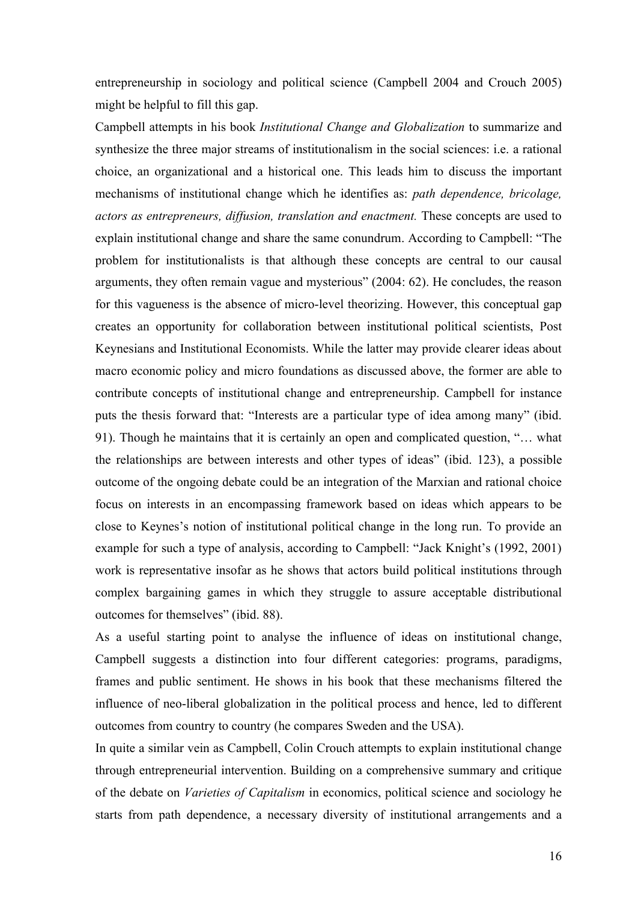entrepreneurship in sociology and political science (Campbell 2004 and Crouch 2005) might be helpful to fill this gap.

Campbell attempts in his book *Institutional Change and Globalization* to summarize and synthesize the three major streams of institutionalism in the social sciences: i.e. a rational choice, an organizational and a historical one. This leads him to discuss the important mechanisms of institutional change which he identifies as: *path dependence, bricolage, actors as entrepreneurs, diffusion, translation and enactment.* These concepts are used to explain institutional change and share the same conundrum. According to Campbell: "The problem for institutionalists is that although these concepts are central to our causal arguments, they often remain vague and mysterious" (2004: 62). He concludes, the reason for this vagueness is the absence of micro-level theorizing. However, this conceptual gap creates an opportunity for collaboration between institutional political scientists, Post Keynesians and Institutional Economists. While the latter may provide clearer ideas about macro economic policy and micro foundations as discussed above, the former are able to contribute concepts of institutional change and entrepreneurship. Campbell for instance puts the thesis forward that: "Interests are a particular type of idea among many" (ibid. 91). Though he maintains that it is certainly an open and complicated question, "… what the relationships are between interests and other types of ideas" (ibid. 123), a possible outcome of the ongoing debate could be an integration of the Marxian and rational choice focus on interests in an encompassing framework based on ideas which appears to be close to Keynes's notion of institutional political change in the long run. To provide an example for such a type of analysis, according to Campbell: "Jack Knight's (1992, 2001) work is representative insofar as he shows that actors build political institutions through complex bargaining games in which they struggle to assure acceptable distributional outcomes for themselves" (ibid. 88).

As a useful starting point to analyse the influence of ideas on institutional change, Campbell suggests a distinction into four different categories: programs, paradigms, frames and public sentiment. He shows in his book that these mechanisms filtered the influence of neo-liberal globalization in the political process and hence, led to different outcomes from country to country (he compares Sweden and the USA).

In quite a similar vein as Campbell, Colin Crouch attempts to explain institutional change through entrepreneurial intervention. Building on a comprehensive summary and critique of the debate on *Varieties of Capitalism* in economics, political science and sociology he starts from path dependence, a necessary diversity of institutional arrangements and a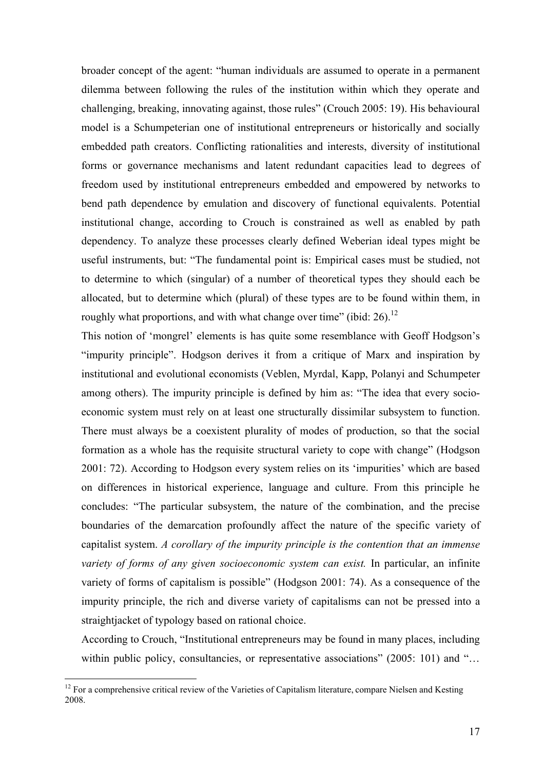broader concept of the agent: "human individuals are assumed to operate in a permanent dilemma between following the rules of the institution within which they operate and challenging, breaking, innovating against, those rules" (Crouch 2005: 19). His behavioural model is a Schumpeterian one of institutional entrepreneurs or historically and socially embedded path creators. Conflicting rationalities and interests, diversity of institutional forms or governance mechanisms and latent redundant capacities lead to degrees of freedom used by institutional entrepreneurs embedded and empowered by networks to bend path dependence by emulation and discovery of functional equivalents. Potential institutional change, according to Crouch is constrained as well as enabled by path dependency. To analyze these processes clearly defined Weberian ideal types might be useful instruments, but: "The fundamental point is: Empirical cases must be studied, not to determine to which (singular) of a number of theoretical types they should each be allocated, but to determine which (plural) of these types are to be found within them, in roughly what proportions, and with what change over time" (ibid: 26).[12]

This notion of 'mongrel' elements is has quite some resemblance with Geoff Hodgson's "impurity principle". Hodgson derives it from a critique of Marx and inspiration by institutional and evolutional economists (Veblen, Myrdal, Kapp, Polanyi and Schumpeter among others). The impurity principle is defined by him as: "The idea that every socio-economic system must rely on at least one structurally dissimilar subsystem to function. There must always be a coexistent plurality of modes of production, so that the social formation as a whole has the requisite structural variety to cope with change" (Hodgson 2001: 72). According to Hodgson every system relies on its 'impurities' which are based on differences in historical experience, language and culture. From this principle he concludes: "The particular subsystem, the nature of the combination, and the precise boundaries of the demarcation profoundly affect the nature of the specific variety of capitalist system. *A corollary of the impurity principle is the contention that an immense variety of forms of any given socioeconomic system can exist.* In particular, an infinite variety of forms of capitalism is possible" (Hodgson 2001: 74). As a consequence of the impurity principle, the rich and diverse variety of capitalisms can not be pressed into a straightjacket of typology based on rational choice.

According to Crouch, "Institutional entrepreneurs may be found in many places, including within public policy, consultancies, or representative associations" (2005: 101) and "…

[12] For a comprehensive critical review of the Varieties of Capitalism literature, compare Nielsen and Kesting 2008.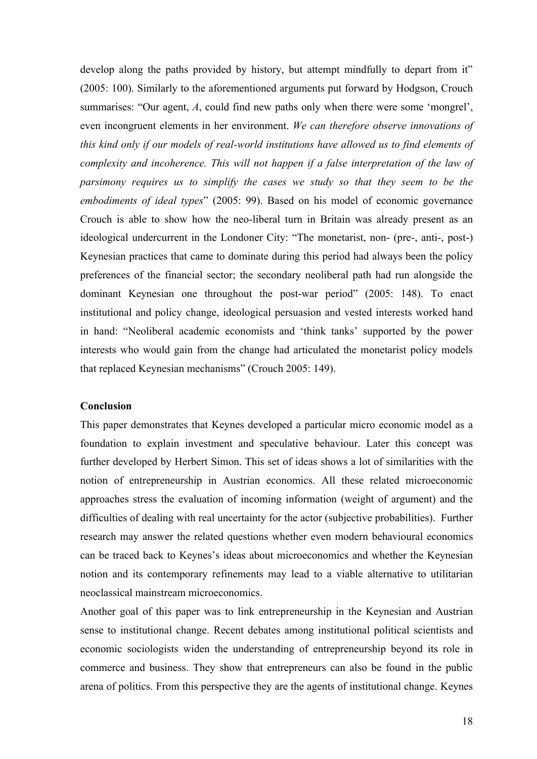develop along the paths provided by history, but attempt mindfully to depart from it" (2005: 100). Similarly to the aforementioned arguments put forward by Hodgson, Crouch summarises: "Our agent, *A*, could find new paths only when there were some 'mongrel', even incongruent elements in her environment. *We can therefore observe innovations of this kind only if our models of real-world institutions have allowed us to find elements of complexity and incoherence. This will not happen if a false interpretation of the law of parsimony requires us to simplify the cases we study so that they seem to be the embodiments of ideal types*" (2005: 99). Based on his model of economic governance Crouch is able to show how the neo-liberal turn in Britain was already present as an ideological undercurrent in the Londoner City: "The monetarist, non- (pre-, anti-, post-) Keynesian practices that came to dominate during this period had always been the policy preferences of the financial sector; the secondary neoliberal path had run alongside the dominant Keynesian one throughout the post-war period" (2005: 148). To enact institutional and policy change, ideological persuasion and vested interests worked hand in hand: "Neoliberal academic economists and 'think tanks' supported by the power interests who would gain from the change had articulated the monetarist policy models that replaced Keynesian mechanisms" (Crouch 2005: 149).

**Conclusion**

This paper demonstrates that Keynes developed a particular micro economic model as a foundation to explain investment and speculative behaviour. Later this concept was further developed by Herbert Simon. This set of ideas shows a lot of similarities with the notion of entrepreneurship in Austrian economics. All these related microeconomic approaches stress the evaluation of incoming information (weight of argument) and the difficulties of dealing with real uncertainty for the actor (subjective probabilities). Further research may answer the related questions whether even modern behavioural economics can be traced back to Keynes's ideas about microeconomics and whether the Keynesian notion and its contemporary refinements may lead to a viable alternative to utilitarian neoclassical mainstream microeconomics.

Another goal of this paper was to link entrepreneurship in the Keynesian and Austrian sense to institutional change. Recent debates among institutional political scientists and economic sociologists widen the understanding of entrepreneurship beyond its role in commerce and business. They show that entrepreneurs can also be found in the public arena of politics. From this perspective they are the agents of institutional change. Keynes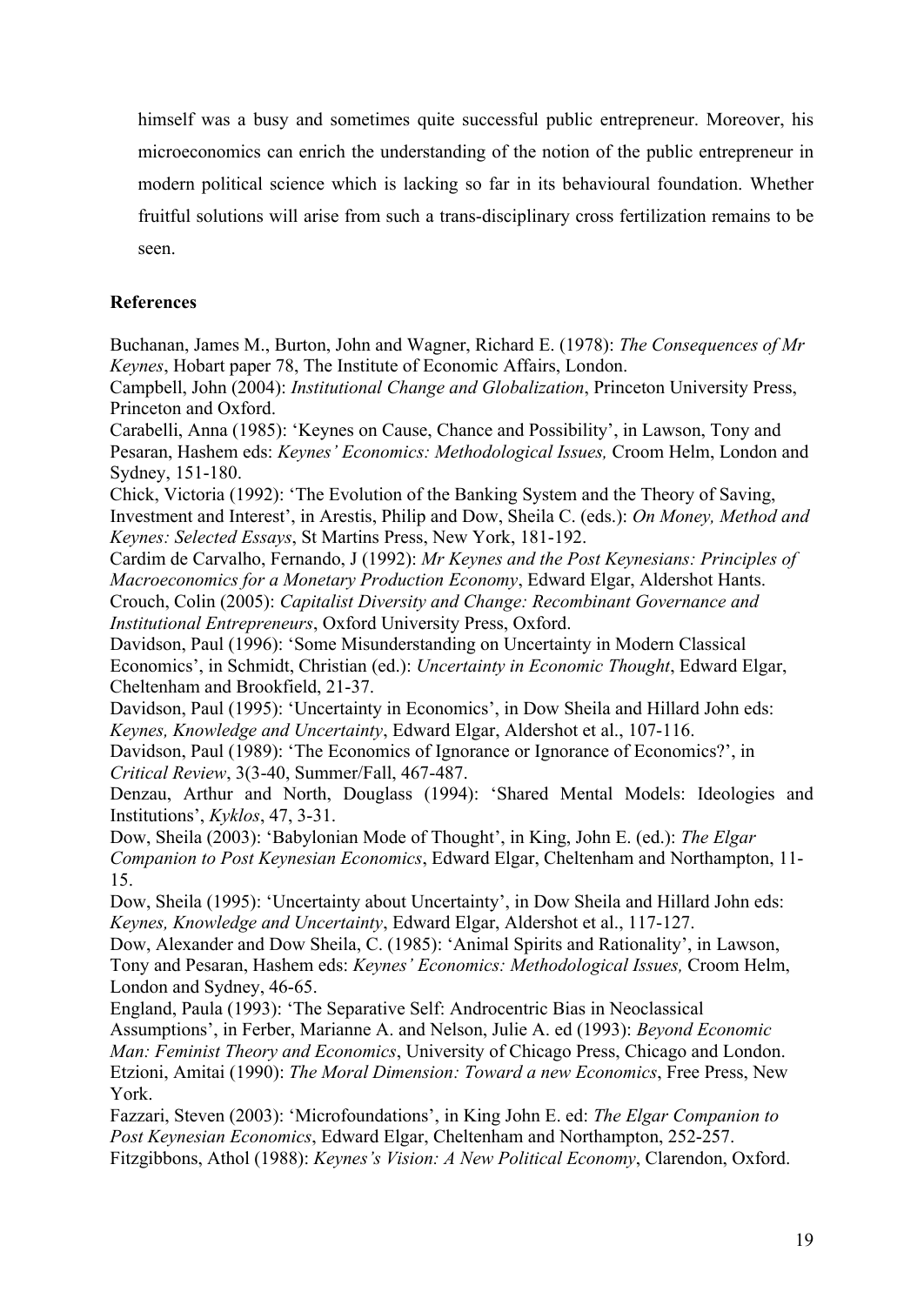himself was a busy and sometimes quite successful public entrepreneur. Moreover, his microeconomics can enrich the understanding of the notion of the public entrepreneur in modern political science which is lacking so far in its behavioural foundation. Whether fruitful solutions will arise from such a trans-disciplinary cross fertilization remains to be seen.

## References

Buchanan, James M., Burton, John and Wagner, Richard E. (1978): *The Consequences of Mr Keynes*, Hobart paper 78, The Institute of Economic Affairs, London.

Campbell, John (2004): *Institutional Change and Globalization*, Princeton University Press, Princeton and Oxford.

Carabelli, Anna (1985): 'Keynes on Cause, Chance and Possibility', in Lawson, Tony and Pesaran, Hashem eds: *Keynes' Economics: Methodological Issues,* Croom Helm, London and Sydney, 151-180.

Chick, Victoria (1992): 'The Evolution of the Banking System and the Theory of Saving, Investment and Interest', in Arestis, Philip and Dow, Sheila C. (eds.): *On Money, Method and Keynes: Selected Essays*, St Martins Press, New York, 181-192.

Cardim de Carvalho, Fernando, J (1992): *Mr Keynes and the Post Keynesians: Principles of Macroeconomics for a Monetary Production Economy*, Edward Elgar, Aldershot Hants.

Crouch, Colin (2005): *Capitalist Diversity and Change: Recombinant Governance and Institutional Entrepreneurs*, Oxford University Press, Oxford.

Davidson, Paul (1996): 'Some Misunderstanding on Uncertainty in Modern Classical Economics', in Schmidt, Christian (ed.): *Uncertainty in Economic Thought*, Edward Elgar, Cheltenham and Brookfield, 21-37.

Davidson, Paul (1995): 'Uncertainty in Economics', in Dow Sheila and Hillard John eds: *Keynes, Knowledge and Uncertainty*, Edward Elgar, Aldershot et al., 107-116.

Davidson, Paul (1989): 'The Economics of Ignorance or Ignorance of Economics?', in *Critical Review*, 3(3-40, Summer/Fall, 467-487.

Denzau, Arthur and North, Douglass (1994): 'Shared Mental Models: Ideologies and Institutions', *Kyklos*, 47, 3-31.

Dow, Sheila (2003): 'Babylonian Mode of Thought', in King, John E. (ed.): *The Elgar Companion to Post Keynesian Economics*, Edward Elgar, Cheltenham and Northampton, 11-15.

Dow, Sheila (1995): 'Uncertainty about Uncertainty', in Dow Sheila and Hillard John eds: *Keynes, Knowledge and Uncertainty*, Edward Elgar, Aldershot et al., 117-127.

Dow, Alexander and Dow Sheila, C. (1985): 'Animal Spirits and Rationality', in Lawson, Tony and Pesaran, Hashem eds: *Keynes' Economics: Methodological Issues,* Croom Helm, London and Sydney, 46-65.

England, Paula (1993): 'The Separative Self: Androcentric Bias in Neoclassical Assumptions', in Ferber, Marianne A. and Nelson, Julie A. ed (1993): *Beyond Economic Man: Feminist Theory and Economics*, University of Chicago Press, Chicago and London.

Etzioni, Amitai (1990): *The Moral Dimension: Toward a new Economics*, Free Press, New York.

Fazzari, Steven (2003): 'Microfoundations', in King John E. ed: *The Elgar Companion to Post Keynesian Economics*, Edward Elgar, Cheltenham and Northampton, 252-257.

Fitzgibbons, Athol (1988): *Keynes's Vision: A New Political Economy*, Clarendon, Oxford.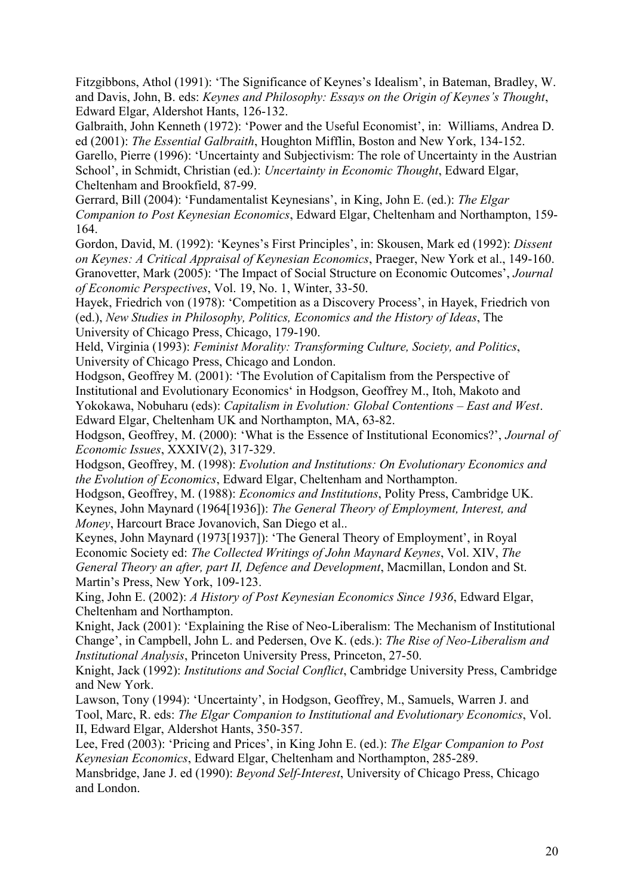Fitzgibbons, Athol (1991): 'The Significance of Keynes's Idealism', in Bateman, Bradley, W. and Davis, John, B. eds: *Keynes and Philosophy: Essays on the Origin of Keynes's Thought*, Edward Elgar, Aldershot Hants, 126-132.

Galbraith, John Kenneth (1972): 'Power and the Useful Economist', in: Williams, Andrea D. ed (2001): *The Essential Galbraith*, Houghton Mifflin, Boston and New York, 134-152.

Garello, Pierre (1996): 'Uncertainty and Subjectivism: The role of Uncertainty in the Austrian School', in Schmidt, Christian (ed.): *Uncertainty in Economic Thought*, Edward Elgar, Cheltenham and Brookfield, 87-99.

Gerrard, Bill (2004): 'Fundamentalist Keynesians', in King, John E. (ed.): *The Elgar Companion to Post Keynesian Economics*, Edward Elgar, Cheltenham and Northampton, 159-164.

Gordon, David, M. (1992): 'Keynes's First Principles', in: Skousen, Mark ed (1992): *Dissent on Keynes: A Critical Appraisal of Keynesian Economics*, Praeger, New York et al., 149-160.

Granovetter, Mark (2005): 'The Impact of Social Structure on Economic Outcomes', *Journal of Economic Perspectives*, Vol. 19, No. 1, Winter, 33-50.

Hayek, Friedrich von (1978): 'Competition as a Discovery Process', in Hayek, Friedrich von (ed.), *New Studies in Philosophy, Politics, Economics and the History of Ideas*, The University of Chicago Press, Chicago, 179-190.

Held, Virginia (1993): *Feminist Morality: Transforming Culture, Society, and Politics*, University of Chicago Press, Chicago and London.

Hodgson, Geoffrey M. (2001): 'The Evolution of Capitalism from the Perspective of Institutional and Evolutionary Economics' in Hodgson, Geoffrey M., Itoh, Makoto and Yokokawa, Nobuharu (eds): *Capitalism in Evolution: Global Contentions – East and West*. Edward Elgar, Cheltenham UK and Northampton, MA, 63-82.

Hodgson, Geoffrey, M. (2000): 'What is the Essence of Institutional Economics?', *Journal of Economic Issues*, XXXIV(2), 317-329.

Hodgson, Geoffrey, M. (1998): *Evolution and Institutions: On Evolutionary Economics and the Evolution of Economics*, Edward Elgar, Cheltenham and Northampton.

Hodgson, Geoffrey, M. (1988): *Economics and Institutions*, Polity Press, Cambridge UK.

Keynes, John Maynard (1964[1936]): *The General Theory of Employment, Interest, and Money*, Harcourt Brace Jovanovich, San Diego et al..

Keynes, John Maynard (1973[1937]): 'The General Theory of Employment', in Royal Economic Society ed: *The Collected Writings of John Maynard Keynes*, Vol. XIV, *The General Theory an after, part II, Defence and Development*, Macmillan, London and St. Martin's Press, New York, 109-123.

King, John E. (2002): *A History of Post Keynesian Economics Since 1936*, Edward Elgar, Cheltenham and Northampton.

Knight, Jack (2001): 'Explaining the Rise of Neo-Liberalism: The Mechanism of Institutional Change', in Campbell, John L. and Pedersen, Ove K. (eds.): *The Rise of Neo-Liberalism and Institutional Analysis*, Princeton University Press, Princeton, 27-50.

Knight, Jack (1992): *Institutions and Social Conflict*, Cambridge University Press, Cambridge and New York.

Lawson, Tony (1994): 'Uncertainty', in Hodgson, Geoffrey, M., Samuels, Warren J. and Tool, Marc, R. eds: *The Elgar Companion to Institutional and Evolutionary Economics*, Vol. II, Edward Elgar, Aldershot Hants, 350-357.

Lee, Fred (2003): 'Pricing and Prices', in King John E. (ed.): *The Elgar Companion to Post Keynesian Economics*, Edward Elgar, Cheltenham and Northampton, 285-289.

Mansbridge, Jane J. ed (1990): *Beyond Self-Interest*, University of Chicago Press, Chicago and London.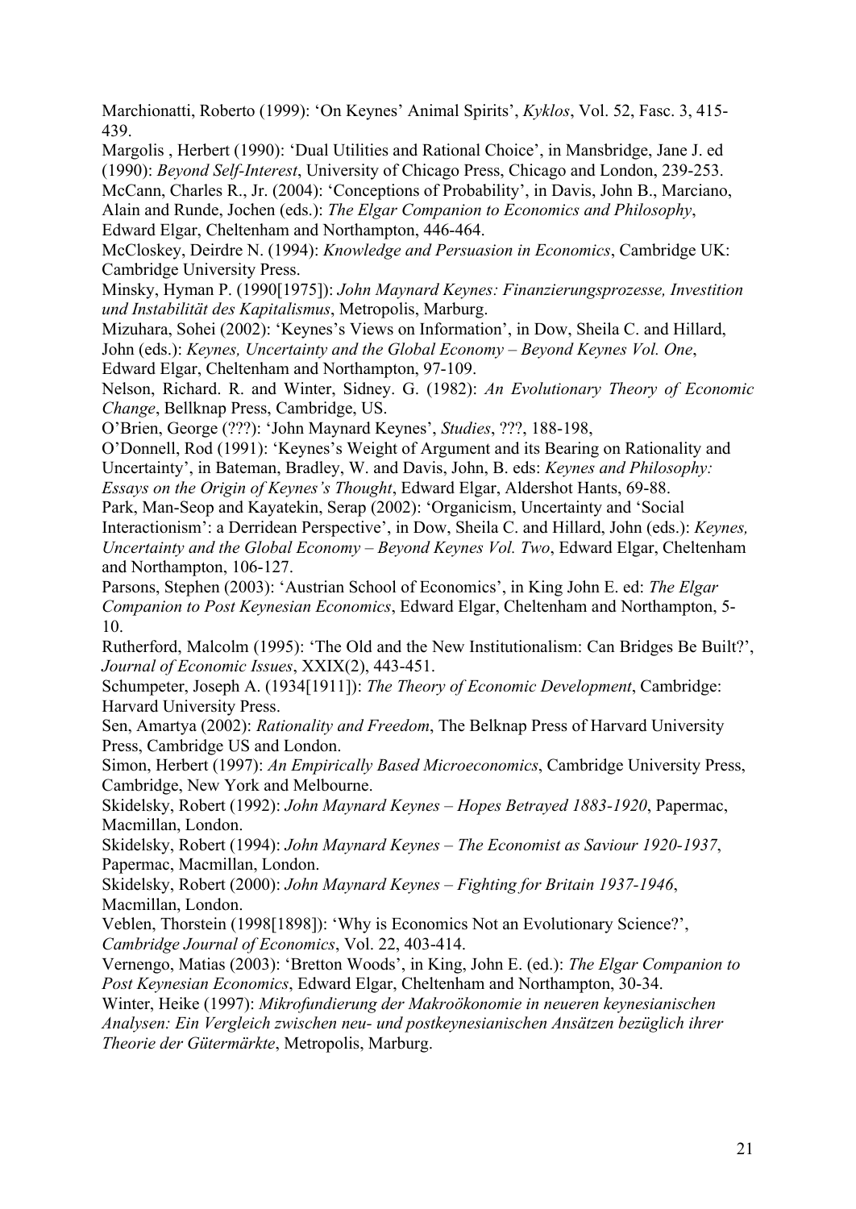Marchionatti, Roberto (1999): 'On Keynes' Animal Spirits', *Kyklos*, Vol. 52, Fasc. 3, 415-439.

Margolis , Herbert (1990): 'Dual Utilities and Rational Choice', in Mansbridge, Jane J. ed (1990): *Beyond Self-Interest*, University of Chicago Press, Chicago and London, 239-253.

McCann, Charles R., Jr. (2004): 'Conceptions of Probability', in Davis, John B., Marciano, Alain and Runde, Jochen (eds.): *The Elgar Companion to Economics and Philosophy*, Edward Elgar, Cheltenham and Northampton, 446-464.

McCloskey, Deirdre N. (1994): *Knowledge and Persuasion in Economics*, Cambridge UK: Cambridge University Press.

Minsky, Hyman P. (1990[1975]): *John Maynard Keynes: Finanzierungsprozesse, Investition und Instabilität des Kapitalismus*, Metropolis, Marburg.

Mizuhara, Sohei (2002): 'Keynes's Views on Information', in Dow, Sheila C. and Hillard, John (eds.): *Keynes, Uncertainty and the Global Economy – Beyond Keynes Vol. One*, Edward Elgar, Cheltenham and Northampton, 97-109.

Nelson, Richard. R. and Winter, Sidney. G. (1982): *An Evolutionary Theory of Economic Change*, Bellknap Press, Cambridge, US.

O'Brien, George (???): 'John Maynard Keynes', *Studies*, ???, 188-198,

O'Donnell, Rod (1991): 'Keynes's Weight of Argument and its Bearing on Rationality and Uncertainty', in Bateman, Bradley, W. and Davis, John, B. eds: *Keynes and Philosophy: Essays on the Origin of Keynes's Thought*, Edward Elgar, Aldershot Hants, 69-88.

Park, Man-Seop and Kayatekin, Serap (2002): 'Organicism, Uncertainty and 'Social Interactionism': a Derridean Perspective', in Dow, Sheila C. and Hillard, John (eds.): *Keynes, Uncertainty and the Global Economy – Beyond Keynes Vol. Two*, Edward Elgar, Cheltenham and Northampton, 106-127.

Parsons, Stephen (2003): 'Austrian School of Economics', in King John E. ed: *The Elgar Companion to Post Keynesian Economics*, Edward Elgar, Cheltenham and Northampton, 5-10.

Rutherford, Malcolm (1995): 'The Old and the New Institutionalism: Can Bridges Be Built?', *Journal of Economic Issues*, XXIX(2), 443-451.

Schumpeter, Joseph A. (1934[1911]): *The Theory of Economic Development*, Cambridge: Harvard University Press.

Sen, Amartya (2002): *Rationality and Freedom*, The Belknap Press of Harvard University Press, Cambridge US and London.

Simon, Herbert (1997): *An Empirically Based Microeconomics*, Cambridge University Press, Cambridge, New York and Melbourne.

Skidelsky, Robert (1992): *John Maynard Keynes – Hopes Betrayed 1883-1920*, Papermac, Macmillan, London.

Skidelsky, Robert (1994): *John Maynard Keynes – The Economist as Saviour 1920-1937*, Papermac, Macmillan, London.

Skidelsky, Robert (2000): *John Maynard Keynes – Fighting for Britain 1937-1946*, Macmillan, London.

Veblen, Thorstein (1998[1898]): 'Why is Economics Not an Evolutionary Science?', *Cambridge Journal of Economics*, Vol. 22, 403-414.

Vernengo, Matias (2003): 'Bretton Woods', in King, John E. (ed.): *The Elgar Companion to Post Keynesian Economics*, Edward Elgar, Cheltenham and Northampton, 30-34.

Winter, Heike (1997): *Mikrofundierung der Makroökonomie in neueren keynesianischen Analysen: Ein Vergleich zwischen neu- und postkeynesianischen Ansätzen bezüglich ihrer Theorie der Gütermärkte*, Metropolis, Marburg.